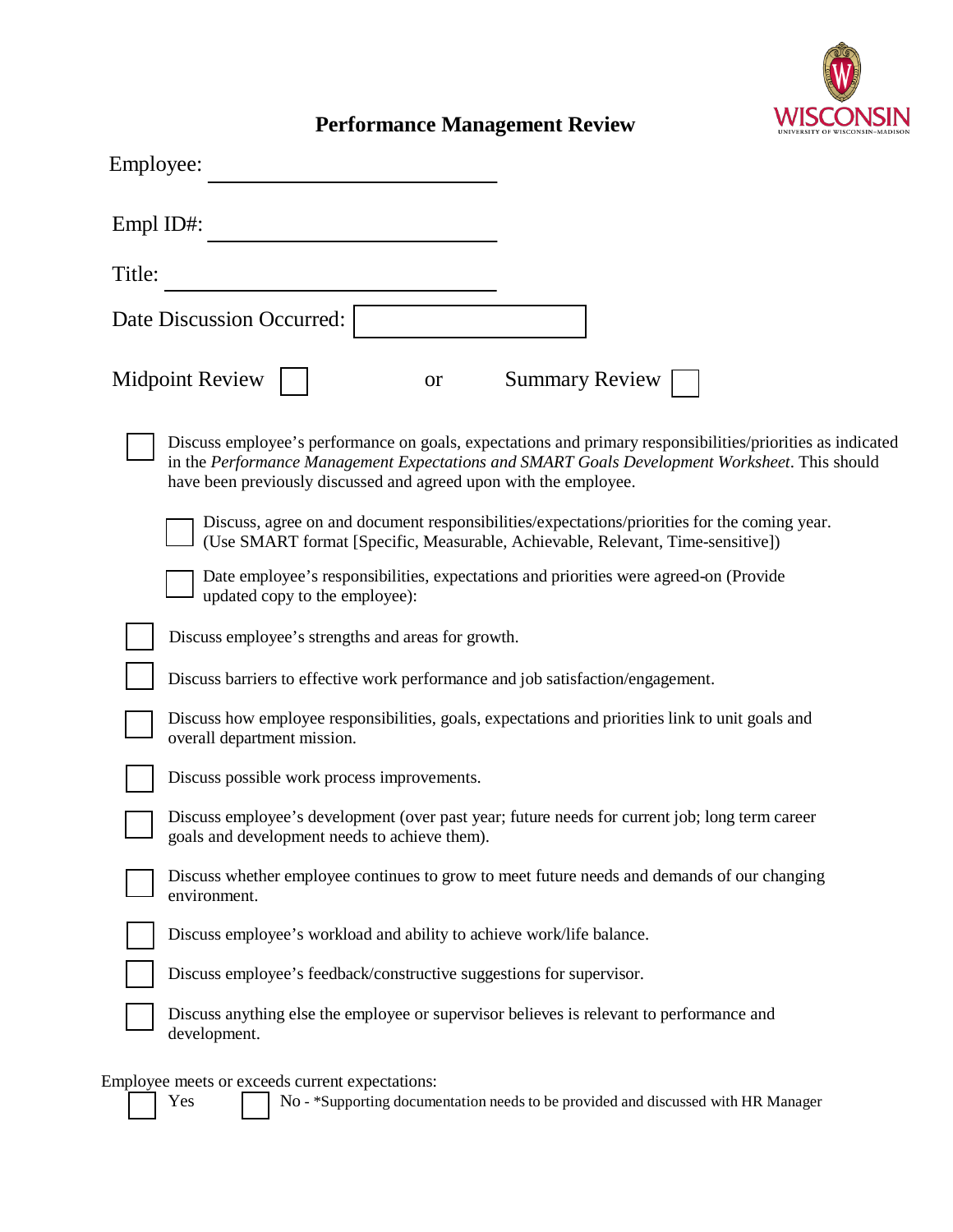# Performance Management Review

Employee: \_\_\_\_\_\_\_\_\_\_\_\_\_\_\_\_\_\_\_\_\_\_\_\_

Empl ID#: \_\_\_\_\_\_\_\_\_\_\_\_\_\_\_\_\_\_\_\_\_\_\_\_

Title: \_\_\_\_\_\_\_\_\_\_\_\_\_\_\_\_\_\_\_\_\_\_\_\_

Date Discussion Occurred: ☐

Midpoint Review ☐ or Summary Review ☐

- ☐ Discuss employee's performance on goals, expectations and primary responsibilities/priorities as indicated in the *Performance Management Expectations and SMART Goals Development Worksheet*. This should have been previously discussed and agreed upon with the employee.
  - ☐ Discuss, agree on and document responsibilities/expectations/priorities for the coming year. (Use SMART format [Specific, Measurable, Achievable, Relevant, Time-sensitive])
  - ☐ Date employee's responsibilities, expectations and priorities were agreed-on (Provide updated copy to the employee):
- ☐ Discuss employee's strengths and areas for growth.
- ☐ Discuss barriers to effective work performance and job satisfaction/engagement.
- ☐ Discuss how employee responsibilities, goals, expectations and priorities link to unit goals and overall department mission.
- ☐ Discuss possible work process improvements.
- ☐ Discuss employee's development (over past year; future needs for current job; long term career goals and development needs to achieve them).
- ☐ Discuss whether employee continues to grow to meet future needs and demands of our changing environment.
- ☐ Discuss employee's workload and ability to achieve work/life balance.
- ☐ Discuss employee's feedback/constructive suggestions for supervisor.
- ☐ Discuss anything else the employee or supervisor believes is relevant to performance and development.

Employee meets or exceeds current expectations:

☐ Yes ☐ No - *Supporting documentation needs to be provided and discussed with HR Manager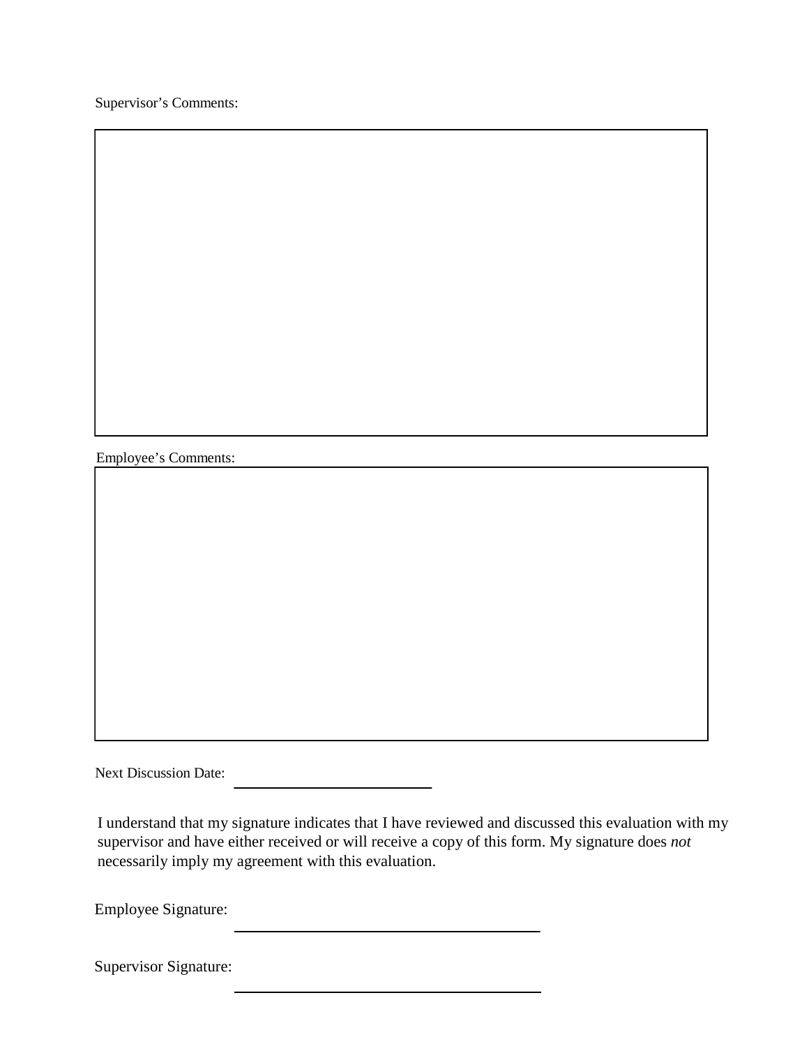Supervisor's Comments:

Employee's Comments:

Next Discussion Date: ______________________

I understand that my signature indicates that I have reviewed and discussed this evaluation with my supervisor and have either received or will receive a copy of this form. My signature does *not* necessarily imply my agreement with this evaluation.

Employee Signature: ______________________________

Supervisor Signature: ______________________________